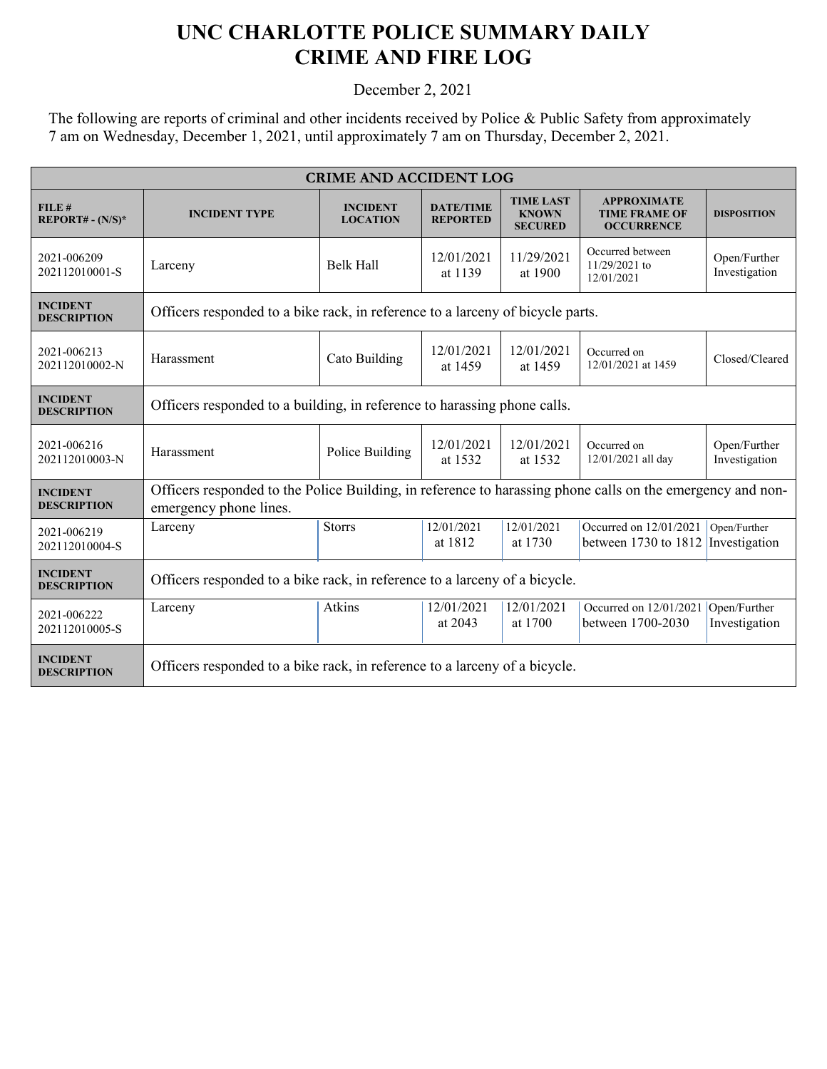# UNC CHARLOTTE POLICE SUMMARY DAILY CRIME AND FIRE LOG

December 2, 2021

The following are reports of criminal and other incidents received by Police & Public Safety from approximately 7 am on Wednesday, December 1, 2021, until approximately 7 am on Thursday, December 2, 2021.

| CRIME AND ACCIDENT LOG | | | | | | |
|---|---|---|---|---|---|---|
| **FILE # REPORT# - (N/S)*** | **INCIDENT TYPE** | **INCIDENT LOCATION** | **DATE/TIME REPORTED** | **TIME LAST KNOWN SECURED** | **APPROXIMATE TIME FRAME OF OCCURRENCE** | **DISPOSITION** |
| 2021-006209 202112010001-S | Larceny | Belk Hall | 12/01/2021 at 1139 | 11/29/2021 at 1900 | Occurred between 11/29/2021 to 12/01/2021 | Open/Further Investigation |
| **INCIDENT DESCRIPTION** | Officers responded to a bike rack, in reference to a larceny of bicycle parts. | | | | | |
| 2021-006213 202112010002-N | Harassment | Cato Building | 12/01/2021 at 1459 | 12/01/2021 at 1459 | Occurred on 12/01/2021 at 1459 | Closed/Cleared |
| **INCIDENT DESCRIPTION** | Officers responded to a building, in reference to harassing phone calls. | | | | | |
| 2021-006216 202112010003-N | Harassment | Police Building | 12/01/2021 at 1532 | 12/01/2021 at 1532 | Occurred on 12/01/2021 all day | Open/Further Investigation |
| **INCIDENT DESCRIPTION** | Officers responded to the Police Building, in reference to harassing phone calls on the emergency and non-emergency phone lines. | | | | | |
| 2021-006219 202112010004-S | Larceny | Storrs | 12/01/2021 at 1812 | 12/01/2021 at 1730 | Occurred on 12/01/2021 between 1730 to 1812 | Open/Further Investigation |
| **INCIDENT DESCRIPTION** | Officers responded to a bike rack, in reference to a larceny of a bicycle. | | | | | |
| 2021-006222 202112010005-S | Larceny | Atkins | 12/01/2021 at 2043 | 12/01/2021 at 1700 | Occurred on 12/01/2021 between 1700-2030 | Open/Further Investigation |
| **INCIDENT DESCRIPTION** | Officers responded to a bike rack, in reference to a larceny of a bicycle. | | | | | |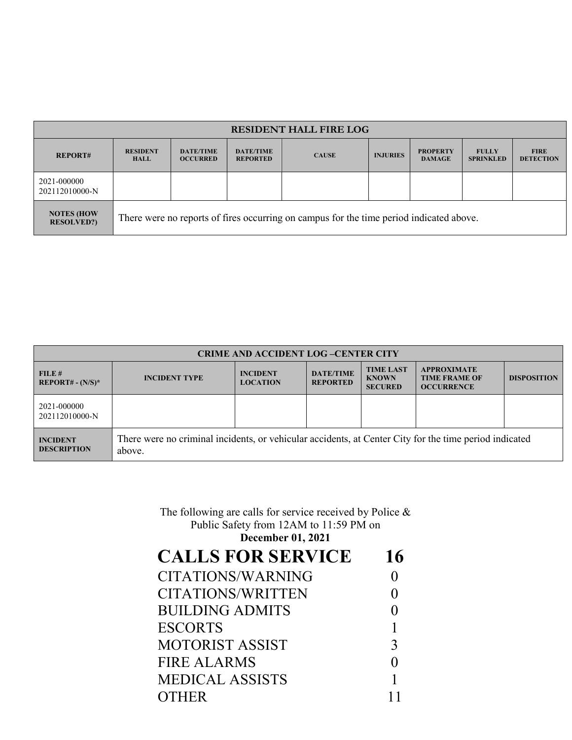| RESIDENT HALL FIRE LOG | | | | | | | | |
|---|---|---|---|---|---|---|---|---|
| **REPORT#** | **RESIDENT HALL** | **DATE/TIME OCCURRED** | **DATE/TIME REPORTED** | **CAUSE** | **INJURIES** | **PROPERTY DAMAGE** | **FULLY SPRINKLED** | **FIRE DETECTION** |
| 2021-000000 202112010000-N | | | | | | | | |
| **NOTES (HOW RESOLVED?)** | There were no reports of fires occurring on campus for the time period indicated above. | | | | | | | |

| CRIME AND ACCIDENT LOG –CENTER CITY | | | | | | |
|---|---|---|---|---|---|---|
| **FILE # REPORT# - (N/S)*** | **INCIDENT TYPE** | **INCIDENT LOCATION** | **DATE/TIME REPORTED** | **TIME LAST KNOWN SECURED** | **APPROXIMATE TIME FRAME OF OCCURRENCE** | **DISPOSITION** |
| 2021-000000 202112010000-N | | | | | | |
| **INCIDENT DESCRIPTION** | There were no criminal incidents, or vehicular accidents, at Center City for the time period indicated above. | | | | | |

The following are calls for service received by Police & Public Safety from 12AM to 11:59 PM on

**December 01, 2021**

| | |
|---|---|
| **CALLS FOR SERVICE** | **16** |
| CITATIONS/WARNING | 0 |
| CITATIONS/WRITTEN | 0 |
| BUILDING ADMITS | 0 |
| ESCORTS | 1 |
| MOTORIST ASSIST | 3 |
| FIRE ALARMS | 0 |
| MEDICAL ASSISTS | 1 |
| OTHER | 11 |